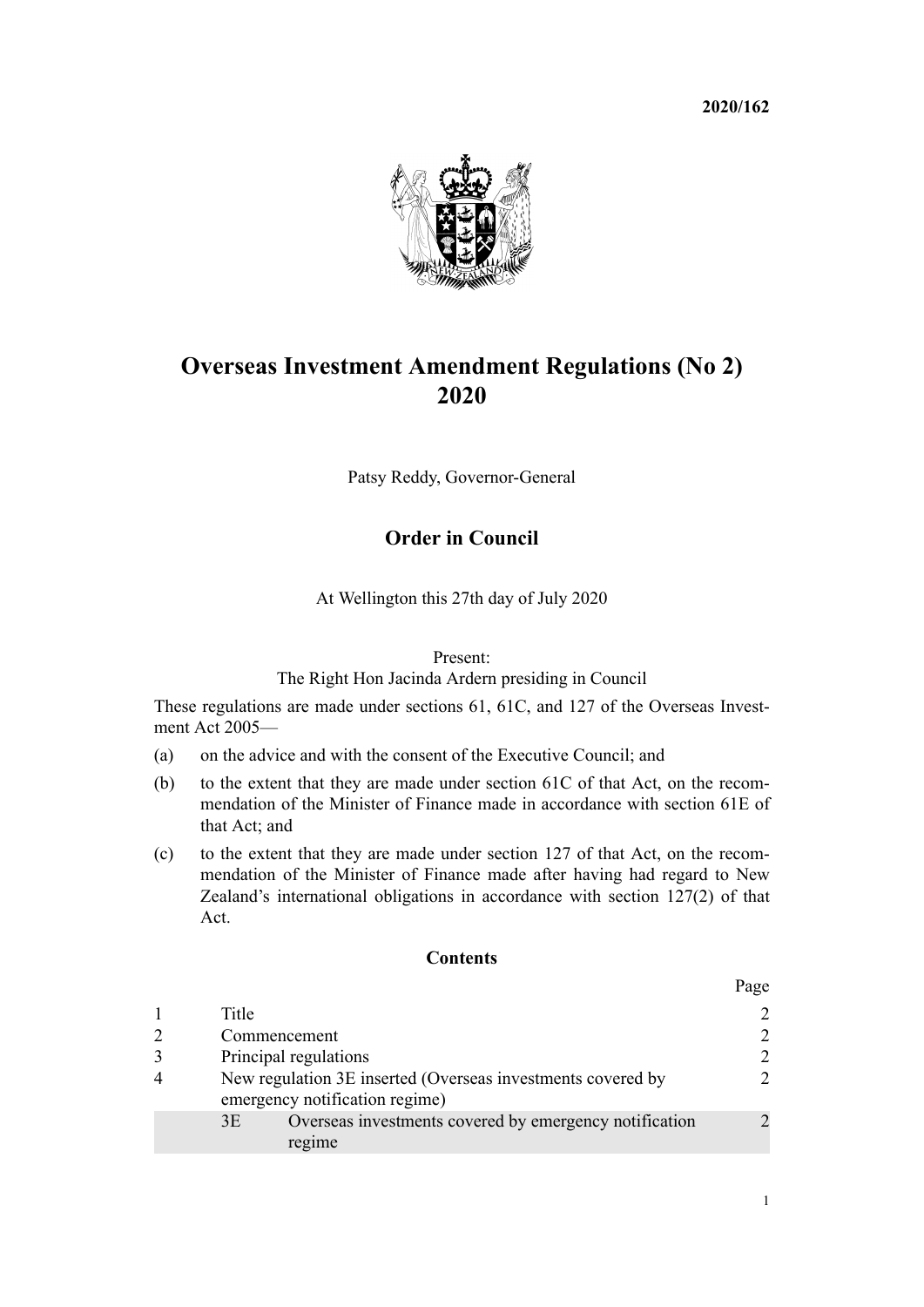**2020/162**

# Overseas Investment Amendment Regulations (No 2) 2020

Patsy Reddy, Governor-General

## Order in Council

At Wellington this 27th day of July 2020

Present:
The Right Hon Jacinda Ardern presiding in Council

These regulations are made under sections 61, 61C, and 127 of the Overseas Investment Act 2005—

(a) on the advice and with the consent of the Executive Council; and

(b) to the extent that they are made under section 61C of that Act, on the recommendation of the Minister of Finance made in accordance with section 61E of that Act; and

(c) to the extent that they are made under section 127 of that Act, on the recommendation of the Minister of Finance made after having had regard to New Zealand's international obligations in accordance with section 127(2) of that Act.

### Contents

| | | Page |
|---|---|---|
| 1 | Title | 2 |
| 2 | Commencement | 2 |
| 3 | Principal regulations | 2 |
| 4 | New regulation 3E inserted (Overseas investments covered by emergency notification regime) | 2 |
| 3E | Overseas investments covered by emergency notification regime | 2 |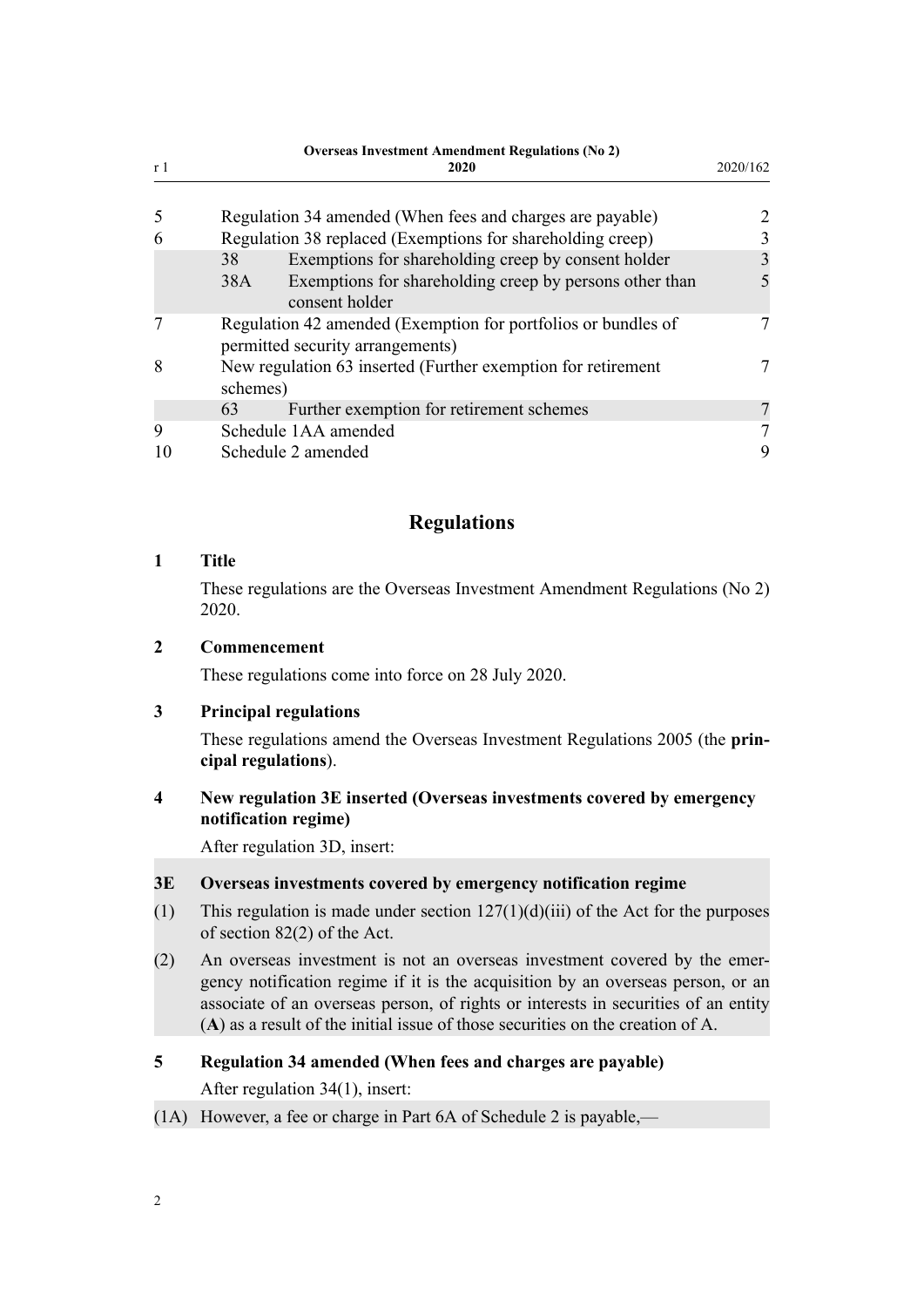| | | | |
|---|---|---|---|
| 5 | Regulation 34 amended (When fees and charges are payable) | | 2 |
| 6 | Regulation 38 replaced (Exemptions for shareholding creep) | | 3 |
| | 38 | Exemptions for shareholding creep by consent holder | 3 |
| | 38A | Exemptions for shareholding creep by persons other than consent holder | 5 |
| 7 | Regulation 42 amended (Exemption for portfolios or bundles of permitted security arrangements) | | 7 |
| 8 | New regulation 63 inserted (Further exemption for retirement schemes) | | 7 |
| | 63 | Further exemption for retirement schemes | 7 |
| 9 | Schedule 1AA amended | | 7 |
| 10 | Schedule 2 amended | | 9 |

## Regulations

### 1 Title

These regulations are the Overseas Investment Amendment Regulations (No 2) 2020.

### 2 Commencement

These regulations come into force on 28 July 2020.

### 3 Principal regulations

These regulations amend the Overseas Investment Regulations 2005 (the **principal regulations**).

### 4 New regulation 3E inserted (Overseas investments covered by emergency notification regime)

After regulation 3D, insert:

**3E Overseas investments covered by emergency notification regime**

(1) This regulation is made under section 127(1)(d)(iii) of the Act for the purposes of section 82(2) of the Act.

(2) An overseas investment is not an overseas investment covered by the emergency notification regime if it is the acquisition by an overseas person, or an associate of an overseas person, of rights or interests in securities of an entity (**A**) as a result of the initial issue of those securities on the creation of A.

### 5 Regulation 34 amended (When fees and charges are payable)

After regulation 34(1), insert:

(1A) However, a fee or charge in Part 6A of Schedule 2 is payable,—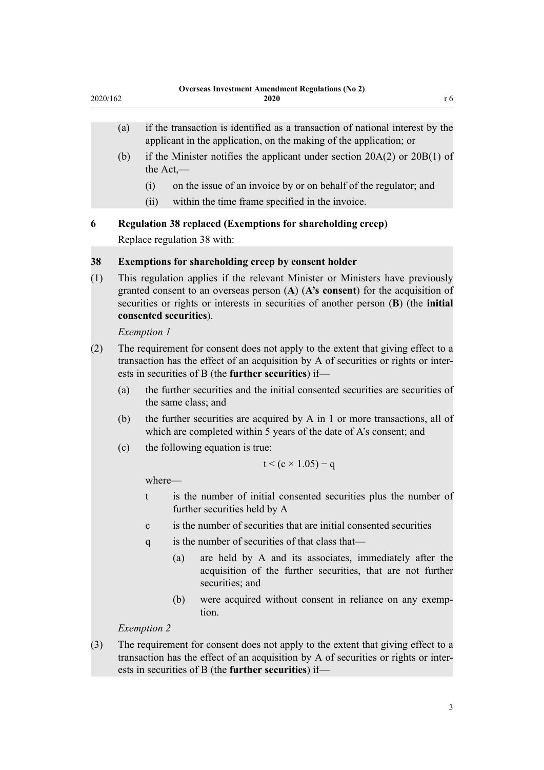(a) if the transaction is identified as a transaction of national interest by the applicant in the application, on the making of the application; or

(b) if the Minister notifies the applicant under section 20A(2) or 20B(1) of the Act,—

   (i) on the issue of an invoice by or on behalf of the regulator; and

   (ii) within the time frame specified in the invoice.

## 6 Regulation 38 replaced (Exemptions for shareholding creep)

Replace regulation 38 with:

### 38 Exemptions for shareholding creep by consent holder

(1) This regulation applies if the relevant Minister or Ministers have previously granted consent to an overseas person (**A**) (**A's consent**) for the acquisition of securities or rights or interests in securities of another person (**B**) (the **initial consented securities**).

*Exemption 1*

(2) The requirement for consent does not apply to the extent that giving effect to a transaction has the effect of an acquisition by A of securities or rights or interests in securities of B (the **further securities**) if—

(a) the further securities and the initial consented securities are securities of the same class; and

(b) the further securities are acquired by A in 1 or more transactions, all of which are completed within 5 years of the date of A's consent; and

(c) the following equation is true:

$$t < (c \times 1.05) - q$$

where—

$t$ is the number of initial consented securities plus the number of further securities held by A

$c$ is the number of securities that are initial consented securities

$q$ is the number of securities of that class that—

   (a) are held by A and its associates, immediately after the acquisition of the further securities, that are not further securities; and

   (b) were acquired without consent in reliance on any exemption.

*Exemption 2*

(3) The requirement for consent does not apply to the extent that giving effect to a transaction has the effect of an acquisition by A of securities or rights or interests in securities of B (the **further securities**) if—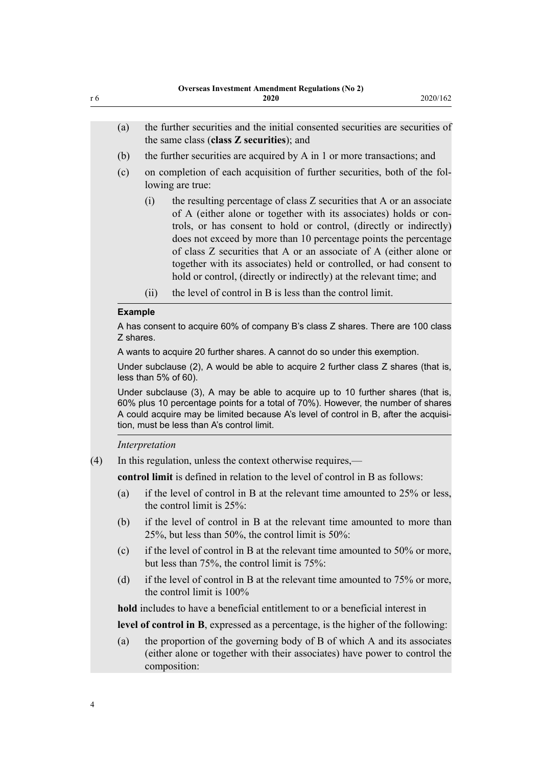(a) the further securities and the initial consented securities are securities of the same class (**class Z securities**); and

(b) the further securities are acquired by A in 1 or more transactions; and

(c) on completion of each acquisition of further securities, both of the following are true:

  (i) the resulting percentage of class Z securities that A or an associate of A (either alone or together with its associates) holds or controls, or has consent to hold or control, (directly or indirectly) does not exceed by more than 10 percentage points the percentage of class Z securities that A or an associate of A (either alone or together with its associates) held or controlled, or had consent to hold or control, (directly or indirectly) at the relevant time; and

  (ii) the level of control in B is less than the control limit.

**Example**

A has consent to acquire 60% of company B's class Z shares. There are 100 class Z shares.

A wants to acquire 20 further shares. A cannot do so under this exemption.

Under subclause (2), A would be able to acquire 2 further class Z shares (that is, less than 5% of 60).

Under subclause (3), A may be able to acquire up to 10 further shares (that is, 60% plus 10 percentage points for a total of 70%). However, the number of shares A could acquire may be limited because A's level of control in B, after the acquisition, must be less than A's control limit.

*Interpretation*

(4) In this regulation, unless the context otherwise requires,—

**control limit** is defined in relation to the level of control in B as follows:

(a) if the level of control in B at the relevant time amounted to 25% or less, the control limit is 25%:

(b) if the level of control in B at the relevant time amounted to more than 25%, but less than 50%, the control limit is 50%:

(c) if the level of control in B at the relevant time amounted to 50% or more, but less than 75%, the control limit is 75%:

(d) if the level of control in B at the relevant time amounted to 75% or more, the control limit is 100%

**hold** includes to have a beneficial entitlement to or a beneficial interest in

**level of control in B**, expressed as a percentage, is the higher of the following:

(a) the proportion of the governing body of B of which A and its associates (either alone or together with their associates) have power to control the composition: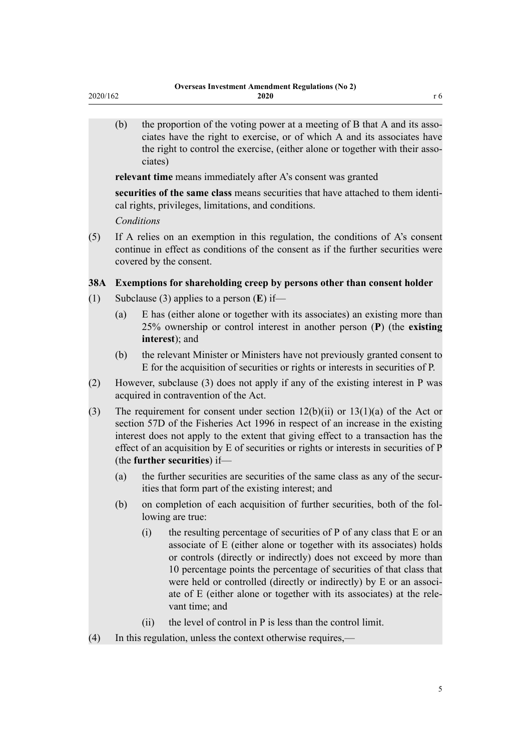(b) the proportion of the voting power at a meeting of B that A and its associates have the right to exercise, or of which A and its associates have the right to control the exercise, (either alone or together with their associates)

**relevant time** means immediately after A's consent was granted

**securities of the same class** means securities that have attached to them identical rights, privileges, limitations, and conditions.

*Conditions*

(5) If A relies on an exemption in this regulation, the conditions of A's consent continue in effect as conditions of the consent as if the further securities were covered by the consent.

### 38A Exemptions for shareholding creep by persons other than consent holder

(1) Subclause (3) applies to a person (**E**) if—

(a) E has (either alone or together with its associates) an existing more than 25% ownership or control interest in another person (**P**) (the **existing interest**); and

(b) the relevant Minister or Ministers have not previously granted consent to E for the acquisition of securities or rights or interests in securities of P.

(2) However, subclause (3) does not apply if any of the existing interest in P was acquired in contravention of the Act.

(3) The requirement for consent under section 12(b)(ii) or 13(1)(a) of the Act or section 57D of the Fisheries Act 1996 in respect of an increase in the existing interest does not apply to the extent that giving effect to a transaction has the effect of an acquisition by E of securities or rights or interests in securities of P (the **further securities**) if—

(a) the further securities are securities of the same class as any of the securities that form part of the existing interest; and

(b) on completion of each acquisition of further securities, both of the following are true:

(i) the resulting percentage of securities of P of any class that E or an associate of E (either alone or together with its associates) holds or controls (directly or indirectly) does not exceed by more than 10 percentage points the percentage of securities of that class that were held or controlled (directly or indirectly) by E or an associate of E (either alone or together with its associates) at the relevant time; and

(ii) the level of control in P is less than the control limit.

(4) In this regulation, unless the context otherwise requires,—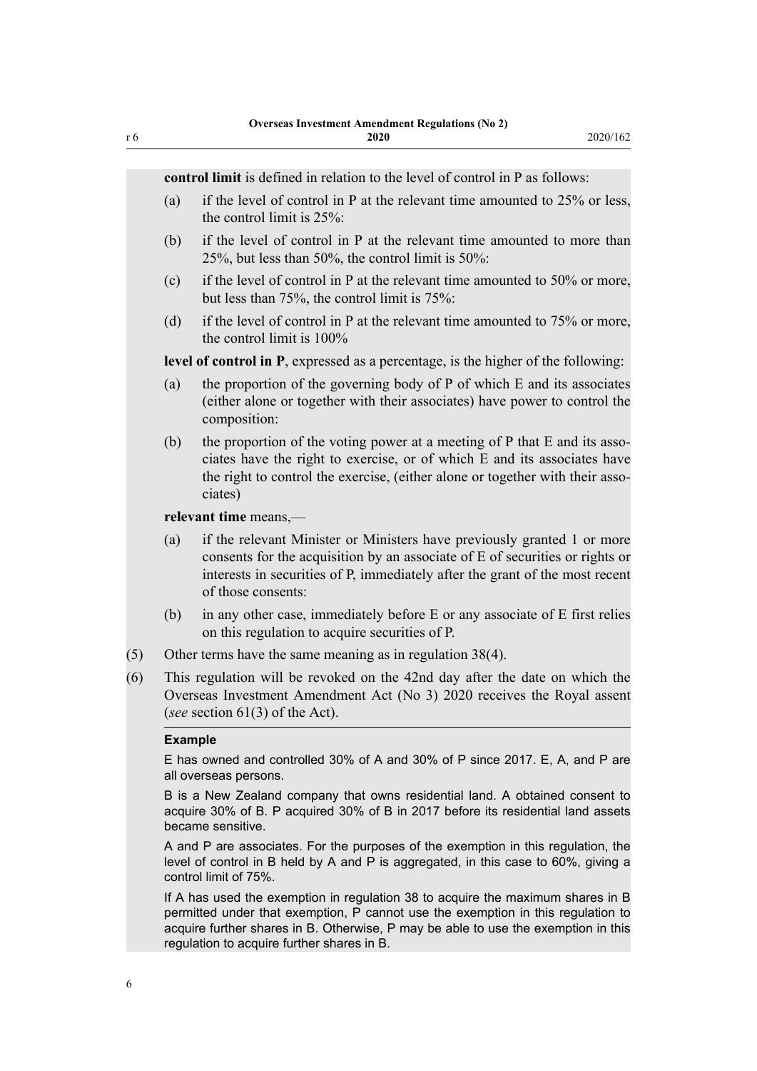**control limit** is defined in relation to the level of control in P as follows:

(a) if the level of control in P at the relevant time amounted to 25% or less, the control limit is 25%:

(b) if the level of control in P at the relevant time amounted to more than 25%, but less than 50%, the control limit is 50%:

(c) if the level of control in P at the relevant time amounted to 50% or more, but less than 75%, the control limit is 75%:

(d) if the level of control in P at the relevant time amounted to 75% or more, the control limit is 100%

**level of control in P**, expressed as a percentage, is the higher of the following:

(a) the proportion of the governing body of P of which E and its associates (either alone or together with their associates) have power to control the composition:

(b) the proportion of the voting power at a meeting of P that E and its associates have the right to exercise, or of which E and its associates have the right to control the exercise, (either alone or together with their associates)

**relevant time** means,—

(a) if the relevant Minister or Ministers have previously granted 1 or more consents for the acquisition by an associate of E of securities or rights or interests in securities of P, immediately after the grant of the most recent of those consents:

(b) in any other case, immediately before E or any associate of E first relies on this regulation to acquire securities of P.

(5) Other terms have the same meaning as in regulation 38(4).

(6) This regulation will be revoked on the 42nd day after the date on which the Overseas Investment Amendment Act (No 3) 2020 receives the Royal assent (*see* section 61(3) of the Act).

**Example**

E has owned and controlled 30% of A and 30% of P since 2017. E, A, and P are all overseas persons.

B is a New Zealand company that owns residential land. A obtained consent to acquire 30% of B. P acquired 30% of B in 2017 before its residential land assets became sensitive.

A and P are associates. For the purposes of the exemption in this regulation, the level of control in B held by A and P is aggregated, in this case to 60%, giving a control limit of 75%.

If A has used the exemption in regulation 38 to acquire the maximum shares in B permitted under that exemption, P cannot use the exemption in this regulation to acquire further shares in B. Otherwise, P may be able to use the exemption in this regulation to acquire further shares in B.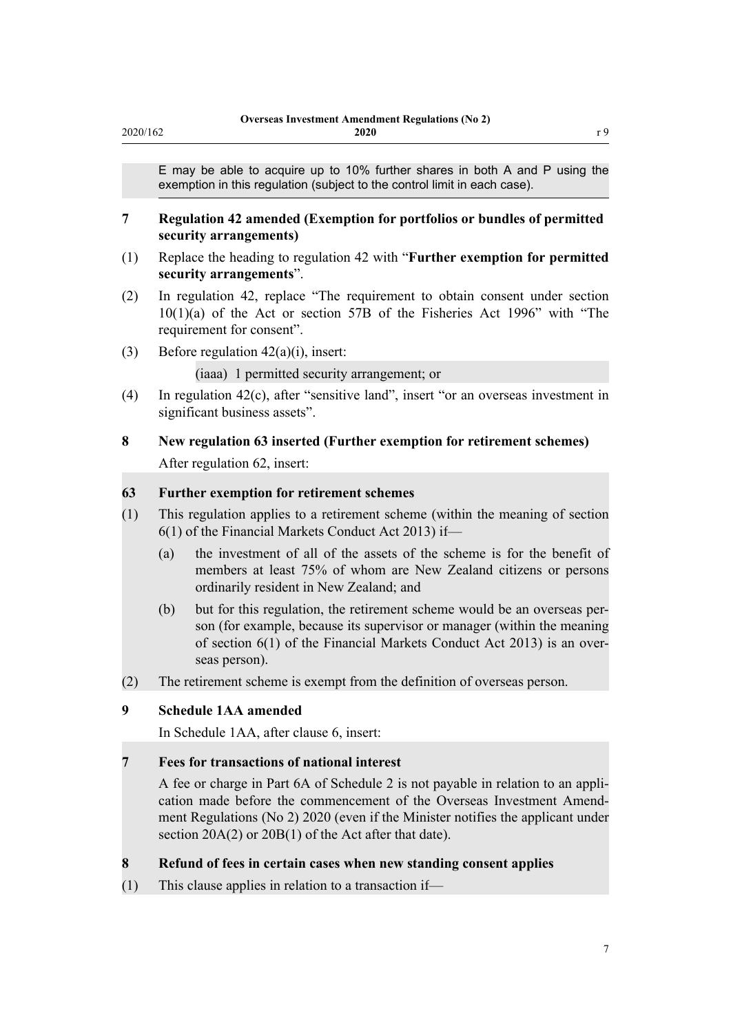E may be able to acquire up to 10% further shares in both A and P using the exemption in this regulation (subject to the control limit in each case).

## 7 Regulation 42 amended (Exemption for portfolios or bundles of permitted security arrangements)

(1) Replace the heading to regulation 42 with "**Further exemption for permitted security arrangements**".

(2) In regulation 42, replace "The requirement to obtain consent under section 10(1)(a) of the Act or section 57B of the Fisheries Act 1996" with "The requirement for consent".

(3) Before regulation 42(a)(i), insert:

> (iaaa) 1 permitted security arrangement; or

(4) In regulation 42(c), after "sensitive land", insert "or an overseas investment in significant business assets".

## 8 New regulation 63 inserted (Further exemption for retirement schemes)

After regulation 62, insert:

> **63 Further exemption for retirement schemes**
>
> (1) This regulation applies to a retirement scheme (within the meaning of section 6(1) of the Financial Markets Conduct Act 2013) if—
>
> (a) the investment of all of the assets of the scheme is for the benefit of members at least 75% of whom are New Zealand citizens or persons ordinarily resident in New Zealand; and
>
> (b) but for this regulation, the retirement scheme would be an overseas person (for example, because its supervisor or manager (within the meaning of section 6(1) of the Financial Markets Conduct Act 2013) is an overseas person).
>
> (2) The retirement scheme is exempt from the definition of overseas person.

## 9 Schedule 1AA amended

In Schedule 1AA, after clause 6, insert:

> **7 Fees for transactions of national interest**
>
> A fee or charge in Part 6A of Schedule 2 is not payable in relation to an application made before the commencement of the Overseas Investment Amendment Regulations (No 2) 2020 (even if the Minister notifies the applicant under section 20A(2) or 20B(1) of the Act after that date).
>
> **8 Refund of fees in certain cases when new standing consent applies**
>
> (1) This clause applies in relation to a transaction if—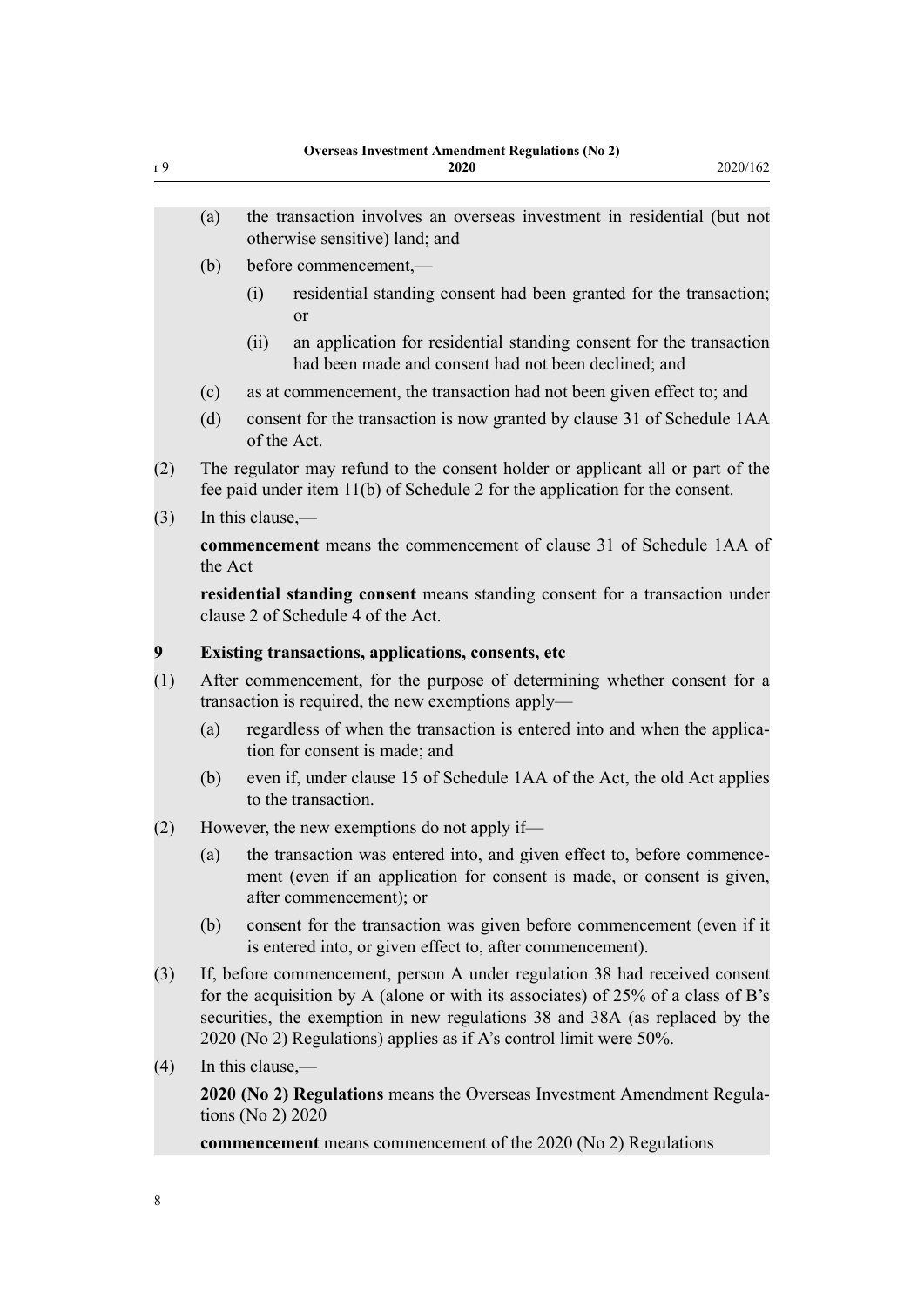(a) the transaction involves an overseas investment in residential (but not otherwise sensitive) land; and

(b) before commencement,—

(i) residential standing consent had been granted for the transaction; or

(ii) an application for residential standing consent for the transaction had been made and consent had not been declined; and

(c) as at commencement, the transaction had not been given effect to; and

(d) consent for the transaction is now granted by clause 31 of Schedule 1AA of the Act.

(2) The regulator may refund to the consent holder or applicant all or part of the fee paid under item 11(b) of Schedule 2 for the application for the consent.

(3) In this clause,—

**commencement** means the commencement of clause 31 of Schedule 1AA of the Act

**residential standing consent** means standing consent for a transaction under clause 2 of Schedule 4 of the Act.

### 9 Existing transactions, applications, consents, etc

(1) After commencement, for the purpose of determining whether consent for a transaction is required, the new exemptions apply—

(a) regardless of when the transaction is entered into and when the application for consent is made; and

(b) even if, under clause 15 of Schedule 1AA of the Act, the old Act applies to the transaction.

(2) However, the new exemptions do not apply if—

(a) the transaction was entered into, and given effect to, before commencement (even if an application for consent is made, or consent is given, after commencement); or

(b) consent for the transaction was given before commencement (even if it is entered into, or given effect to, after commencement).

(3) If, before commencement, person A under regulation 38 had received consent for the acquisition by A (alone or with its associates) of 25% of a class of B's securities, the exemption in new regulations 38 and 38A (as replaced by the 2020 (No 2) Regulations) applies as if A's control limit were 50%.

(4) In this clause,—

**2020 (No 2) Regulations** means the Overseas Investment Amendment Regulations (No 2) 2020

**commencement** means commencement of the 2020 (No 2) Regulations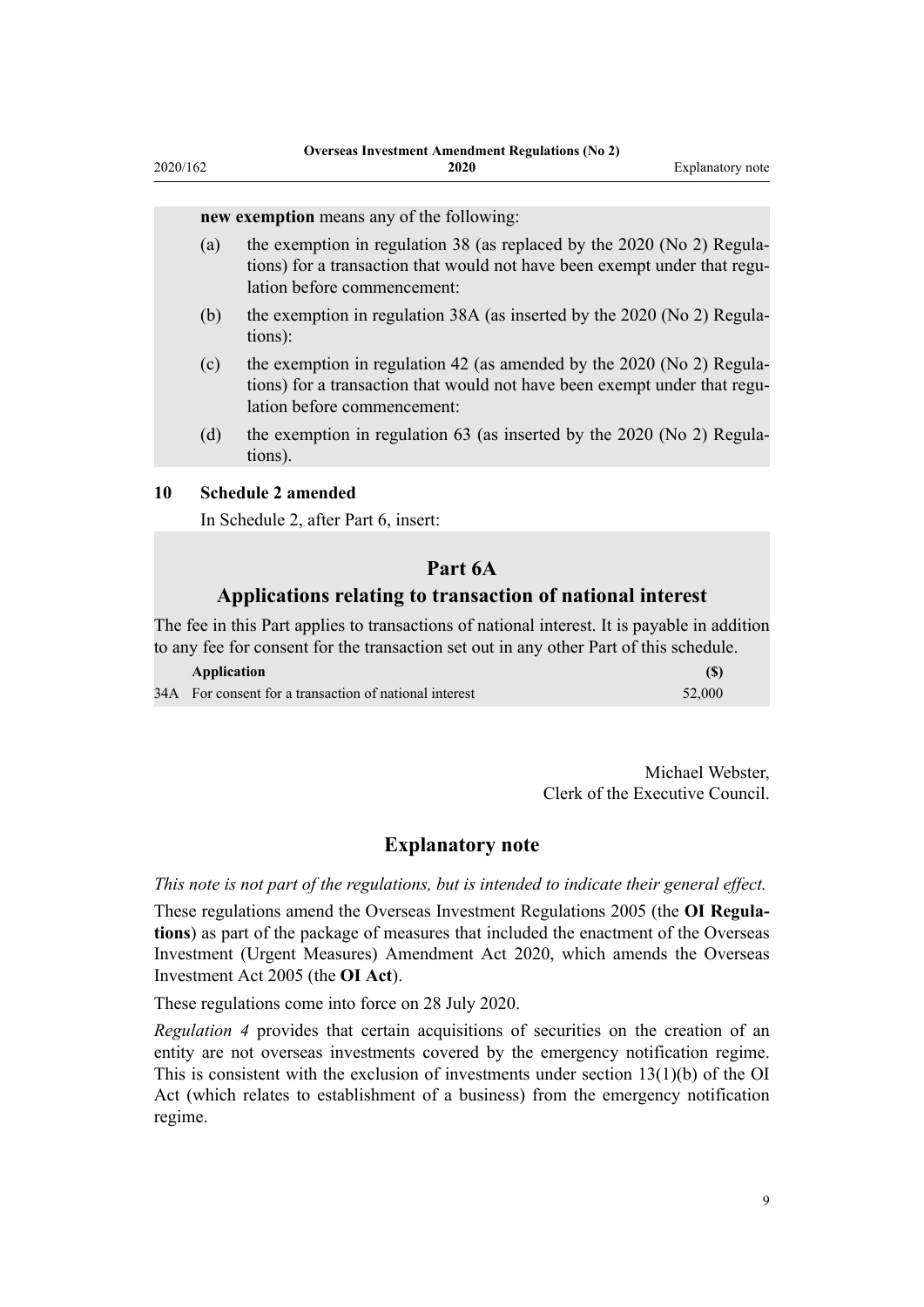**new exemption** means any of the following:

(a) the exemption in regulation 38 (as replaced by the 2020 (No 2) Regulations) for a transaction that would not have been exempt under that regulation before commencement:

(b) the exemption in regulation 38A (as inserted by the 2020 (No 2) Regulations):

(c) the exemption in regulation 42 (as amended by the 2020 (No 2) Regulations) for a transaction that would not have been exempt under that regulation before commencement:

(d) the exemption in regulation 63 (as inserted by the 2020 (No 2) Regulations).

**10 Schedule 2 amended**

In Schedule 2, after Part 6, insert:

## Part 6A
## Applications relating to transaction of national interest

The fee in this Part applies to transactions of national interest. It is payable in addition to any fee for consent for the transaction set out in any other Part of this schedule.

| | Application | ($) |
|---|---|---|
| 34A | For consent for a transaction of national interest | 52,000 |

Michael Webster,
Clerk of the Executive Council.

## Explanatory note

*This note is not part of the regulations, but is intended to indicate their general effect.*

These regulations amend the Overseas Investment Regulations 2005 (the **OI Regulations**) as part of the package of measures that included the enactment of the Overseas Investment (Urgent Measures) Amendment Act 2020, which amends the Overseas Investment Act 2005 (the **OI Act**).

These regulations come into force on 28 July 2020.

*Regulation 4* provides that certain acquisitions of securities on the creation of an entity are not overseas investments covered by the emergency notification regime. This is consistent with the exclusion of investments under section 13(1)(b) of the OI Act (which relates to establishment of a business) from the emergency notification regime.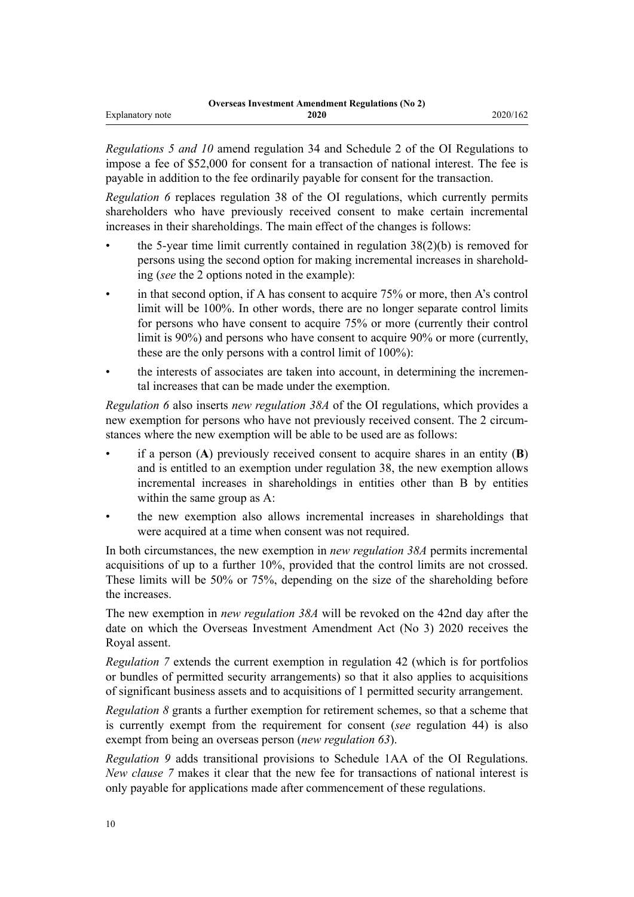*Regulations 5 and 10* amend regulation 34 and Schedule 2 of the OI Regulations to impose a fee of $52,000 for consent for a transaction of national interest. The fee is payable in addition to the fee ordinarily payable for consent for the transaction.

*Regulation 6* replaces regulation 38 of the OI regulations, which currently permits shareholders who have previously received consent to make certain incremental increases in their shareholdings. The main effect of the changes is follows:

- the 5-year time limit currently contained in regulation 38(2)(b) is removed for persons using the second option for making incremental increases in shareholding (*see* the 2 options noted in the example):
- in that second option, if A has consent to acquire 75% or more, then A's control limit will be 100%. In other words, there are no longer separate control limits for persons who have consent to acquire 75% or more (currently their control limit is 90%) and persons who have consent to acquire 90% or more (currently, these are the only persons with a control limit of 100%):
- the interests of associates are taken into account, in determining the incremental increases that can be made under the exemption.

*Regulation 6* also inserts *new regulation 38A* of the OI regulations, which provides a new exemption for persons who have not previously received consent. The 2 circumstances where the new exemption will be able to be used are as follows:

- if a person (**A**) previously received consent to acquire shares in an entity (**B**) and is entitled to an exemption under regulation 38, the new exemption allows incremental increases in shareholdings in entities other than B by entities within the same group as A:
- the new exemption also allows incremental increases in shareholdings that were acquired at a time when consent was not required.

In both circumstances, the new exemption in *new regulation 38A* permits incremental acquisitions of up to a further 10%, provided that the control limits are not crossed. These limits will be 50% or 75%, depending on the size of the shareholding before the increases.

The new exemption in *new regulation 38A* will be revoked on the 42nd day after the date on which the Overseas Investment Amendment Act (No 3) 2020 receives the Royal assent.

*Regulation 7* extends the current exemption in regulation 42 (which is for portfolios or bundles of permitted security arrangements) so that it also applies to acquisitions of significant business assets and to acquisitions of 1 permitted security arrangement.

*Regulation 8* grants a further exemption for retirement schemes, so that a scheme that is currently exempt from the requirement for consent (*see* regulation 44) is also exempt from being an overseas person (*new regulation 63*).

*Regulation 9* adds transitional provisions to Schedule 1AA of the OI Regulations. *New clause 7* makes it clear that the new fee for transactions of national interest is only payable for applications made after commencement of these regulations.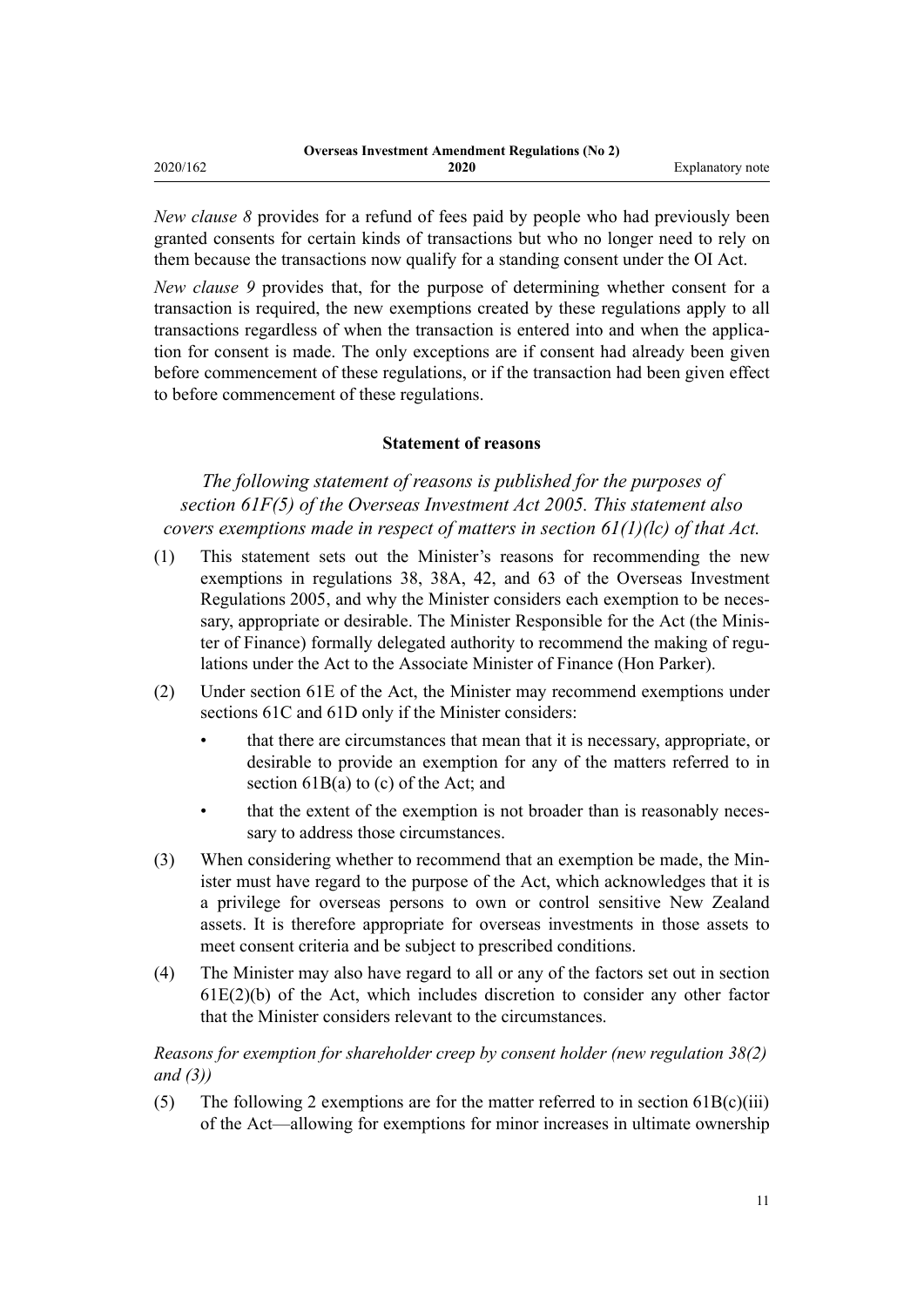*New clause 8* provides for a refund of fees paid by people who had previously been granted consents for certain kinds of transactions but who no longer need to rely on them because the transactions now qualify for a standing consent under the OI Act.

*New clause 9* provides that, for the purpose of determining whether consent for a transaction is required, the new exemptions created by these regulations apply to all transactions regardless of when the transaction is entered into and when the application for consent is made. The only exceptions are if consent had already been given before commencement of these regulations, or if the transaction had been given effect to before commencement of these regulations.

### Statement of reasons

*The following statement of reasons is published for the purposes of section 61F(5) of the Overseas Investment Act 2005. This statement also covers exemptions made in respect of matters in section 61(1)(lc) of that Act.*

(1) This statement sets out the Minister's reasons for recommending the new exemptions in regulations 38, 38A, 42, and 63 of the Overseas Investment Regulations 2005, and why the Minister considers each exemption to be necessary, appropriate or desirable. The Minister Responsible for the Act (the Minister of Finance) formally delegated authority to recommend the making of regulations under the Act to the Associate Minister of Finance (Hon Parker).

(2) Under section 61E of the Act, the Minister may recommend exemptions under sections 61C and 61D only if the Minister considers:

- that there are circumstances that mean that it is necessary, appropriate, or desirable to provide an exemption for any of the matters referred to in section 61B(a) to (c) of the Act; and
- that the extent of the exemption is not broader than is reasonably necessary to address those circumstances.

(3) When considering whether to recommend that an exemption be made, the Minister must have regard to the purpose of the Act, which acknowledges that it is a privilege for overseas persons to own or control sensitive New Zealand assets. It is therefore appropriate for overseas investments in those assets to meet consent criteria and be subject to prescribed conditions.

(4) The Minister may also have regard to all or any of the factors set out in section 61E(2)(b) of the Act, which includes discretion to consider any other factor that the Minister considers relevant to the circumstances.

*Reasons for exemption for shareholder creep by consent holder (new regulation 38(2) and (3))*

(5) The following 2 exemptions are for the matter referred to in section 61B(c)(iii) of the Act—allowing for exemptions for minor increases in ultimate ownership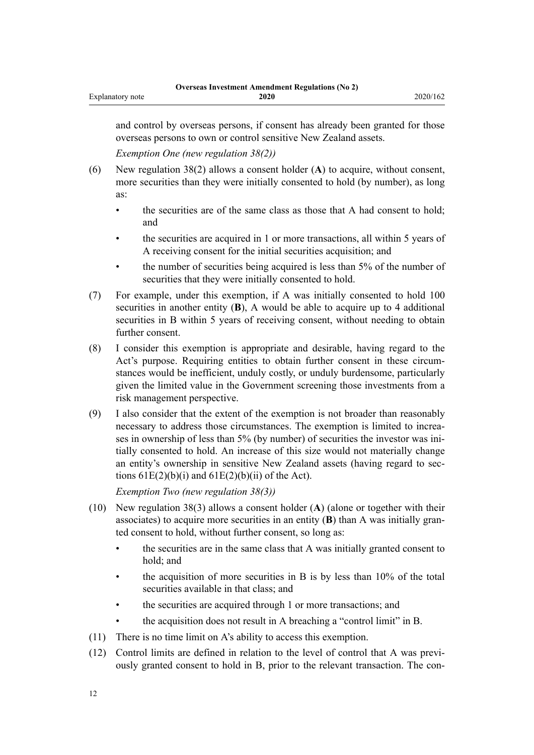and control by overseas persons, if consent has already been granted for those overseas persons to own or control sensitive New Zealand assets.

*Exemption One (new regulation 38(2))*

(6) New regulation 38(2) allows a consent holder (**A**) to acquire, without consent, more securities than they were initially consented to hold (by number), as long as:

- the securities are of the same class as those that A had consent to hold; and
- the securities are acquired in 1 or more transactions, all within 5 years of A receiving consent for the initial securities acquisition; and
- the number of securities being acquired is less than 5% of the number of securities that they were initially consented to hold.

(7) For example, under this exemption, if A was initially consented to hold 100 securities in another entity (**B**), A would be able to acquire up to 4 additional securities in B within 5 years of receiving consent, without needing to obtain further consent.

(8) I consider this exemption is appropriate and desirable, having regard to the Act's purpose. Requiring entities to obtain further consent in these circumstances would be inefficient, unduly costly, or unduly burdensome, particularly given the limited value in the Government screening those investments from a risk management perspective.

(9) I also consider that the extent of the exemption is not broader than reasonably necessary to address those circumstances. The exemption is limited to increases in ownership of less than 5% (by number) of securities the investor was initially consented to hold. An increase of this size would not materially change an entity's ownership in sensitive New Zealand assets (having regard to sections 61E(2)(b)(i) and 61E(2)(b)(ii) of the Act).

*Exemption Two (new regulation 38(3))*

(10) New regulation 38(3) allows a consent holder (**A**) (alone or together with their associates) to acquire more securities in an entity (**B**) than A was initially granted consent to hold, without further consent, so long as:

- the securities are in the same class that A was initially granted consent to hold; and
- the acquisition of more securities in B is by less than 10% of the total securities available in that class; and
- the securities are acquired through 1 or more transactions; and
- the acquisition does not result in A breaching a "control limit" in B.

(11) There is no time limit on A's ability to access this exemption.

(12) Control limits are defined in relation to the level of control that A was previously granted consent to hold in B, prior to the relevant transaction. The con-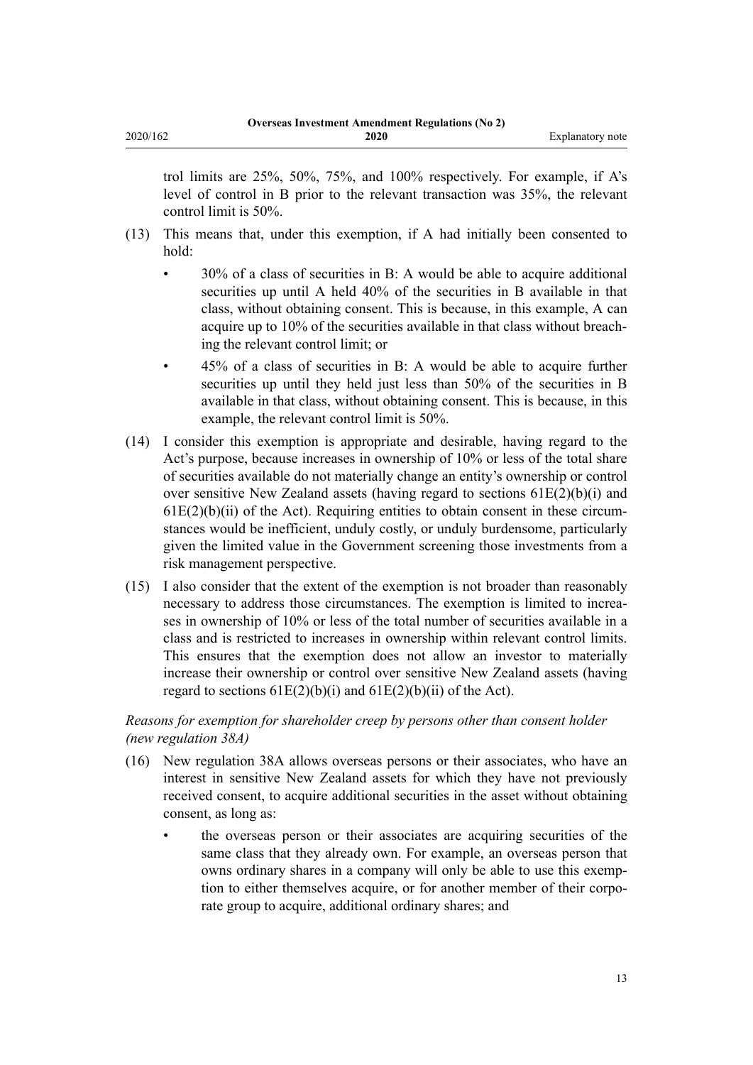trol limits are 25%, 50%, 75%, and 100% respectively. For example, if A's level of control in B prior to the relevant transaction was 35%, the relevant control limit is 50%.

(13) This means that, under this exemption, if A had initially been consented to hold:

- 30% of a class of securities in B: A would be able to acquire additional securities up until A held 40% of the securities in B available in that class, without obtaining consent. This is because, in this example, A can acquire up to 10% of the securities available in that class without breaching the relevant control limit; or
- 45% of a class of securities in B: A would be able to acquire further securities up until they held just less than 50% of the securities in B available in that class, without obtaining consent. This is because, in this example, the relevant control limit is 50%.

(14) I consider this exemption is appropriate and desirable, having regard to the Act's purpose, because increases in ownership of 10% or less of the total share of securities available do not materially change an entity's ownership or control over sensitive New Zealand assets (having regard to sections 61E(2)(b)(i) and 61E(2)(b)(ii) of the Act). Requiring entities to obtain consent in these circumstances would be inefficient, unduly costly, or unduly burdensome, particularly given the limited value in the Government screening those investments from a risk management perspective.

(15) I also consider that the extent of the exemption is not broader than reasonably necessary to address those circumstances. The exemption is limited to increases in ownership of 10% or less of the total number of securities available in a class and is restricted to increases in ownership within relevant control limits. This ensures that the exemption does not allow an investor to materially increase their ownership or control over sensitive New Zealand assets (having regard to sections 61E(2)(b)(i) and 61E(2)(b)(ii) of the Act).

*Reasons for exemption for shareholder creep by persons other than consent holder (new regulation 38A)*

(16) New regulation 38A allows overseas persons or their associates, who have an interest in sensitive New Zealand assets for which they have not previously received consent, to acquire additional securities in the asset without obtaining consent, as long as:

- the overseas person or their associates are acquiring securities of the same class that they already own. For example, an overseas person that owns ordinary shares in a company will only be able to use this exemption to either themselves acquire, or for another member of their corporate group to acquire, additional ordinary shares; and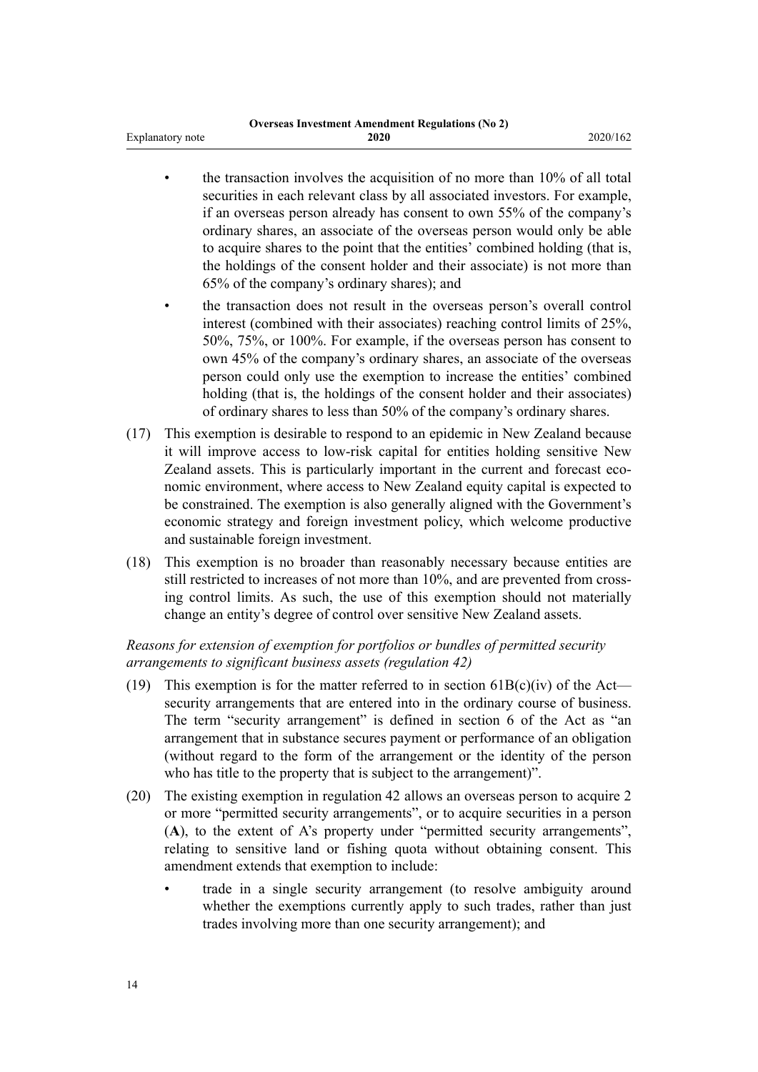- the transaction involves the acquisition of no more than 10% of all total securities in each relevant class by all associated investors. For example, if an overseas person already has consent to own 55% of the company's ordinary shares, an associate of the overseas person would only be able to acquire shares to the point that the entities' combined holding (that is, the holdings of the consent holder and their associate) is not more than 65% of the company's ordinary shares); and
- the transaction does not result in the overseas person's overall control interest (combined with their associates) reaching control limits of 25%, 50%, 75%, or 100%. For example, if the overseas person has consent to own 45% of the company's ordinary shares, an associate of the overseas person could only use the exemption to increase the entities' combined holding (that is, the holdings of the consent holder and their associates) of ordinary shares to less than 50% of the company's ordinary shares.

(17) This exemption is desirable to respond to an epidemic in New Zealand because it will improve access to low-risk capital for entities holding sensitive New Zealand assets. This is particularly important in the current and forecast economic environment, where access to New Zealand equity capital is expected to be constrained. The exemption is also generally aligned with the Government's economic strategy and foreign investment policy, which welcome productive and sustainable foreign investment.

(18) This exemption is no broader than reasonably necessary because entities are still restricted to increases of not more than 10%, and are prevented from crossing control limits. As such, the use of this exemption should not materially change an entity's degree of control over sensitive New Zealand assets.

*Reasons for extension of exemption for portfolios or bundles of permitted security arrangements to significant business assets (regulation 42)*

(19) This exemption is for the matter referred to in section 61B(c)(iv) of the Act—security arrangements that are entered into in the ordinary course of business. The term "security arrangement" is defined in section 6 of the Act as "an arrangement that in substance secures payment or performance of an obligation (without regard to the form of the arrangement or the identity of the person who has title to the property that is subject to the arrangement)".

(20) The existing exemption in regulation 42 allows an overseas person to acquire 2 or more "permitted security arrangements", or to acquire securities in a person (**A**), to the extent of A's property under "permitted security arrangements", relating to sensitive land or fishing quota without obtaining consent. This amendment extends that exemption to include:

- trade in a single security arrangement (to resolve ambiguity around whether the exemptions currently apply to such trades, rather than just trades involving more than one security arrangement); and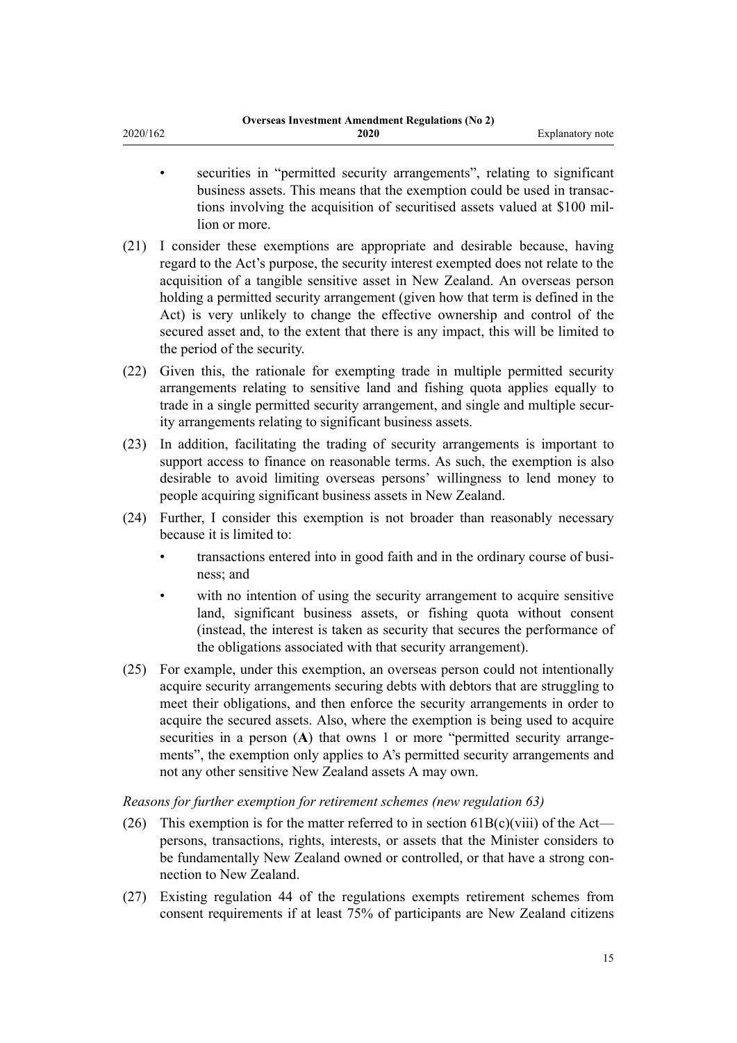- securities in "permitted security arrangements", relating to significant business assets. This means that the exemption could be used in transactions involving the acquisition of securitised assets valued at $100 million or more.

(21) I consider these exemptions are appropriate and desirable because, having regard to the Act's purpose, the security interest exempted does not relate to the acquisition of a tangible sensitive asset in New Zealand. An overseas person holding a permitted security arrangement (given how that term is defined in the Act) is very unlikely to change the effective ownership and control of the secured asset and, to the extent that there is any impact, this will be limited to the period of the security.

(22) Given this, the rationale for exempting trade in multiple permitted security arrangements relating to sensitive land and fishing quota applies equally to trade in a single permitted security arrangement, and single and multiple security arrangements relating to significant business assets.

(23) In addition, facilitating the trading of security arrangements is important to support access to finance on reasonable terms. As such, the exemption is also desirable to avoid limiting overseas persons' willingness to lend money to people acquiring significant business assets in New Zealand.

(24) Further, I consider this exemption is not broader than reasonably necessary because it is limited to:

- transactions entered into in good faith and in the ordinary course of business; and
- with no intention of using the security arrangement to acquire sensitive land, significant business assets, or fishing quota without consent (instead, the interest is taken as security that secures the performance of the obligations associated with that security arrangement).

(25) For example, under this exemption, an overseas person could not intentionally acquire security arrangements securing debts with debtors that are struggling to meet their obligations, and then enforce the security arrangements in order to acquire the secured assets. Also, where the exemption is being used to acquire securities in a person (**A**) that owns 1 or more "permitted security arrangements", the exemption only applies to A's permitted security arrangements and not any other sensitive New Zealand assets A may own.

*Reasons for further exemption for retirement schemes (new regulation 63)*

(26) This exemption is for the matter referred to in section 61B(c)(viii) of the Act—persons, transactions, rights, interests, or assets that the Minister considers to be fundamentally New Zealand owned or controlled, or that have a strong connection to New Zealand.

(27) Existing regulation 44 of the regulations exempts retirement schemes from consent requirements if at least 75% of participants are New Zealand citizens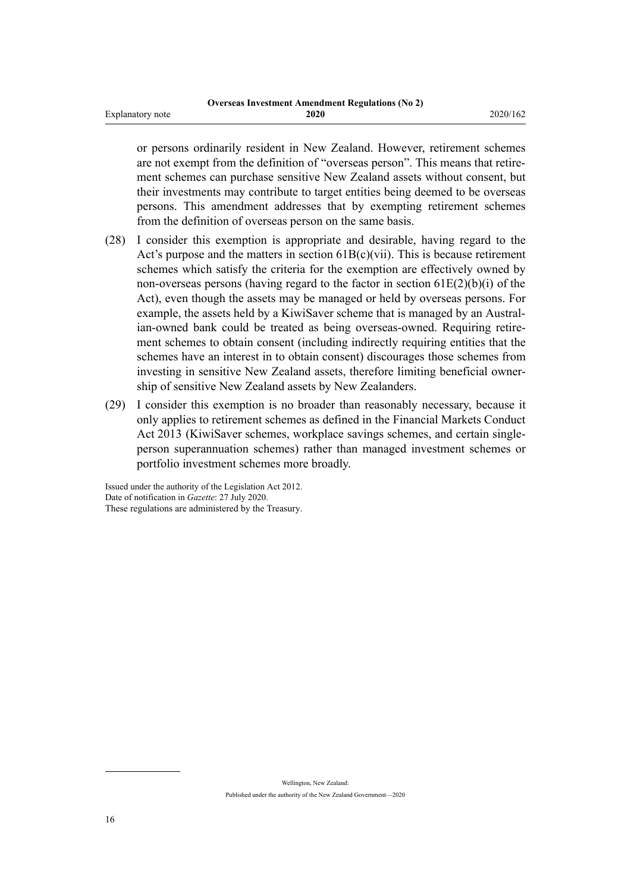or persons ordinarily resident in New Zealand. However, retirement schemes are not exempt from the definition of "overseas person". This means that retirement schemes can purchase sensitive New Zealand assets without consent, but their investments may contribute to target entities being deemed to be overseas persons. This amendment addresses that by exempting retirement schemes from the definition of overseas person on the same basis.

(28) I consider this exemption is appropriate and desirable, having regard to the Act's purpose and the matters in section 61B(c)(vii). This is because retirement schemes which satisfy the criteria for the exemption are effectively owned by non-overseas persons (having regard to the factor in section 61E(2)(b)(i) of the Act), even though the assets may be managed or held by overseas persons. For example, the assets held by a KiwiSaver scheme that is managed by an Australian-owned bank could be treated as being overseas-owned. Requiring retirement schemes to obtain consent (including indirectly requiring entities that the schemes have an interest in to obtain consent) discourages those schemes from investing in sensitive New Zealand assets, therefore limiting beneficial ownership of sensitive New Zealand assets by New Zealanders.

(29) I consider this exemption is no broader than reasonably necessary, because it only applies to retirement schemes as defined in the Financial Markets Conduct Act 2013 (KiwiSaver schemes, workplace savings schemes, and certain single-person superannuation schemes) rather than managed investment schemes or portfolio investment schemes more broadly.

Issued under the authority of the Legislation Act 2012.
Date of notification in *Gazette*: 27 July 2020.
These regulations are administered by the Treasury.

Wellington, New Zealand:
Published under the authority of the New Zealand Government—2020